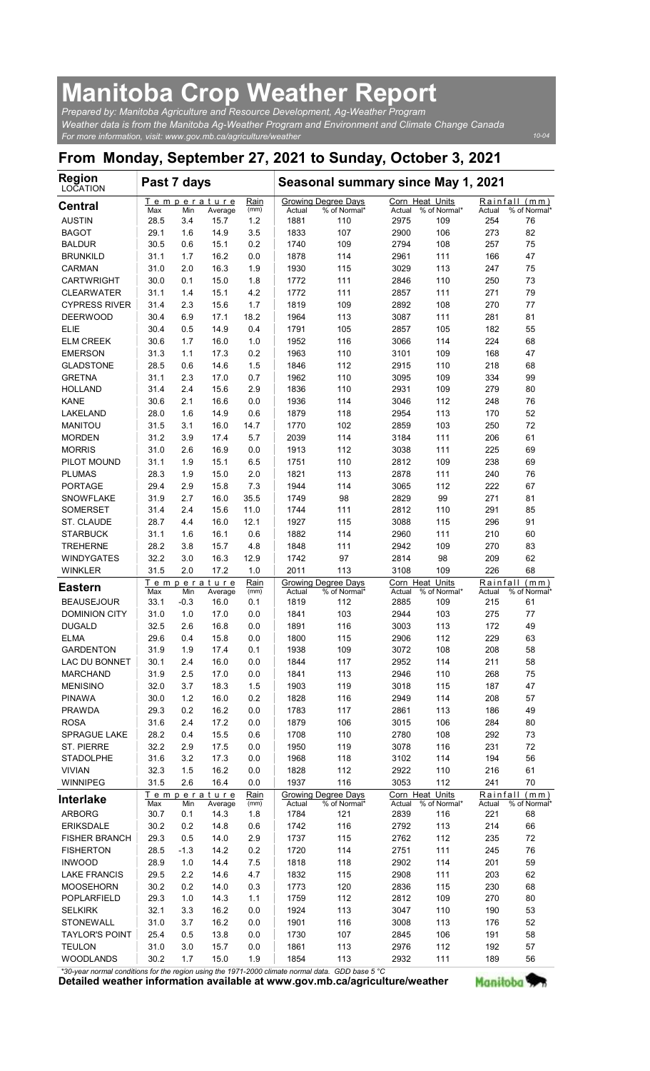# Manitoba Crop Weather Report

*Prepared by: Manitoba Agriculture and Resource Development, Ag-Weather Program*
*Weather data is from the Manitoba Ag-Weather Program and Environment and Climate Change Canada*
*For more information, visit: www.gov.mb.ca/agriculture/weather*

10-04

## From Monday, September 27, 2021 to Sunday, October 3, 2021

| Region LOCATION | Past 7 days | | | | Seasonal summary since May 1, 2021 | | | | | |
|---|---|---|---|---|---|---|---|---|---|---|
| | Temperature | | | Rain | Growing Degree Days | | Corn Heat Units | | Rainfall (mm) | |
| **Central** | Max | Min | Average | (mm) | Actual | % of Normal* | Actual | % of Normal* | Actual | % of Normal* |
| AUSTIN | 28.5 | 3.4 | 15.7 | 1.2 | 1881 | 110 | 2975 | 109 | 254 | 76 |
| BAGOT | 29.1 | 1.6 | 14.9 | 3.5 | 1833 | 107 | 2900 | 106 | 273 | 82 |
| BALDUR | 30.5 | 0.6 | 15.1 | 0.2 | 1740 | 109 | 2794 | 108 | 257 | 75 |
| BRUNKILD | 31.1 | 1.7 | 16.2 | 0.0 | 1878 | 114 | 2961 | 111 | 166 | 47 |
| CARMAN | 31.0 | 2.0 | 16.3 | 1.9 | 1930 | 115 | 3029 | 113 | 247 | 75 |
| CARTWRIGHT | 30.0 | 0.1 | 15.0 | 1.8 | 1772 | 111 | 2846 | 110 | 250 | 73 |
| CLEARWATER | 31.1 | 1.4 | 15.1 | 4.2 | 1772 | 111 | 2857 | 111 | 271 | 79 |
| CYPRESS RIVER | 31.4 | 2.3 | 15.6 | 1.7 | 1819 | 109 | 2892 | 108 | 270 | 77 |
| DEERWOOD | 30.4 | 6.9 | 17.1 | 18.2 | 1964 | 113 | 3087 | 111 | 281 | 81 |
| ELIE | 30.4 | 0.5 | 14.9 | 0.4 | 1791 | 105 | 2857 | 105 | 182 | 55 |
| ELM CREEK | 30.6 | 1.7 | 16.0 | 1.0 | 1952 | 116 | 3066 | 114 | 224 | 68 |
| EMERSON | 31.3 | 1.1 | 17.3 | 0.2 | 1963 | 110 | 3101 | 109 | 168 | 47 |
| GLADSTONE | 28.5 | 0.6 | 14.6 | 1.5 | 1846 | 112 | 2915 | 110 | 218 | 68 |
| GRETNA | 31.1 | 2.3 | 17.0 | 0.7 | 1962 | 110 | 3095 | 109 | 334 | 99 |
| HOLLAND | 31.4 | 2.4 | 15.6 | 2.9 | 1836 | 110 | 2931 | 109 | 279 | 80 |
| KANE | 30.6 | 2.1 | 16.6 | 0.0 | 1936 | 114 | 3046 | 112 | 248 | 76 |
| LAKELAND | 28.0 | 1.6 | 14.9 | 0.6 | 1879 | 118 | 2954 | 113 | 170 | 52 |
| MANITOU | 31.5 | 3.1 | 16.0 | 14.7 | 1770 | 102 | 2859 | 103 | 250 | 72 |
| MORDEN | 31.2 | 3.9 | 17.4 | 5.7 | 2039 | 114 | 3184 | 111 | 206 | 61 |
| MORRIS | 31.0 | 2.6 | 16.9 | 0.0 | 1913 | 112 | 3038 | 111 | 225 | 69 |
| PILOT MOUND | 31.1 | 1.9 | 15.1 | 6.5 | 1751 | 110 | 2812 | 109 | 238 | 69 |
| PLUMAS | 28.3 | 1.9 | 15.0 | 2.0 | 1821 | 113 | 2878 | 111 | 240 | 76 |
| PORTAGE | 29.4 | 2.9 | 15.8 | 7.3 | 1944 | 114 | 3065 | 112 | 222 | 67 |
| SNOWFLAKE | 31.9 | 2.7 | 16.0 | 35.5 | 1749 | 98 | 2829 | 99 | 271 | 81 |
| SOMERSET | 31.4 | 2.4 | 15.6 | 11.0 | 1744 | 111 | 2812 | 110 | 291 | 85 |
| ST. CLAUDE | 28.7 | 4.4 | 16.0 | 12.1 | 1927 | 115 | 3088 | 115 | 296 | 91 |
| STARBUCK | 31.1 | 1.6 | 16.1 | 0.6 | 1882 | 114 | 2960 | 111 | 210 | 60 |
| TREHERNE | 28.2 | 3.8 | 15.7 | 4.8 | 1848 | 111 | 2942 | 109 | 270 | 83 |
| WINDYGATES | 32.2 | 3.0 | 16.3 | 12.9 | 1742 | 97 | 2814 | 98 | 209 | 62 |
| WINKLER | 31.5 | 2.0 | 17.2 | 1.0 | 2011 | 113 | 3108 | 109 | 226 | 68 |
| | Temperature | | | Rain | Growing Degree Days | | Corn Heat Units | | Rainfall (mm) | |
| **Eastern** | Max | Min | Average | (mm) | Actual | % of Normal* | Actual | % of Normal* | Actual | % of Normal* |
| BEAUSEJOUR | 33.1 | -0.3 | 16.0 | 0.1 | 1819 | 112 | 2885 | 109 | 215 | 61 |
| DOMINION CITY | 31.0 | 1.0 | 17.0 | 0.0 | 1841 | 103 | 2944 | 103 | 275 | 77 |
| DUGALD | 32.5 | 2.6 | 16.8 | 0.0 | 1891 | 116 | 3003 | 113 | 172 | 49 |
| ELMA | 29.6 | 0.4 | 15.8 | 0.0 | 1800 | 115 | 2906 | 112 | 229 | 63 |
| GARDENTON | 31.9 | 1.9 | 17.4 | 0.1 | 1938 | 109 | 3072 | 108 | 208 | 58 |
| LAC DU BONNET | 30.1 | 2.4 | 16.0 | 0.0 | 1844 | 117 | 2952 | 114 | 211 | 58 |
| MARCHAND | 31.9 | 2.5 | 17.0 | 0.0 | 1841 | 113 | 2946 | 110 | 268 | 75 |
| MENISINO | 32.0 | 3.7 | 18.3 | 1.5 | 1903 | 119 | 3018 | 115 | 187 | 47 |
| PINAWA | 30.0 | 1.2 | 16.0 | 0.2 | 1828 | 116 | 2949 | 114 | 208 | 57 |
| PRAWDA | 29.3 | 0.2 | 16.2 | 0.0 | 1783 | 117 | 2861 | 113 | 186 | 49 |
| ROSA | 31.6 | 2.4 | 17.2 | 0.0 | 1879 | 106 | 3015 | 106 | 284 | 80 |
| SPRAGUE LAKE | 28.2 | 0.4 | 15.5 | 0.6 | 1708 | 110 | 2780 | 108 | 292 | 73 |
| ST. PIERRE | 32.2 | 2.9 | 17.5 | 0.0 | 1950 | 119 | 3078 | 116 | 231 | 72 |
| STADOLPHE | 31.6 | 3.2 | 17.3 | 0.0 | 1968 | 118 | 3102 | 114 | 194 | 56 |
| VIVIAN | 32.3 | 1.5 | 16.2 | 0.0 | 1828 | 112 | 2922 | 110 | 216 | 61 |
| WINNIPEG | 31.5 | 2.6 | 16.4 | 0.0 | 1937 | 116 | 3053 | 112 | 241 | 70 |
| | Temperature | | | Rain | Growing Degree Days | | Corn Heat Units | | Rainfall (mm) | |
| **Interlake** | Max | Min | Average | (mm) | Actual | % of Normal* | Actual | % of Normal* | Actual | % of Normal* |
| ARBORG | 30.7 | 0.1 | 14.3 | 1.8 | 1784 | 121 | 2839 | 116 | 221 | 68 |
| ERIKSDALE | 30.2 | 0.2 | 14.8 | 0.6 | 1742 | 116 | 2792 | 113 | 214 | 66 |
| FISHER BRANCH | 29.3 | 0.5 | 14.0 | 2.9 | 1737 | 115 | 2762 | 112 | 235 | 72 |
| FISHERTON | 28.5 | -1.3 | 14.2 | 0.2 | 1720 | 114 | 2751 | 111 | 245 | 76 |
| INWOOD | 28.9 | 1.0 | 14.4 | 7.5 | 1818 | 118 | 2902 | 114 | 201 | 59 |
| LAKE FRANCIS | 29.5 | 2.2 | 14.6 | 4.7 | 1832 | 115 | 2908 | 111 | 203 | 62 |
| MOOSEHORN | 30.2 | 0.2 | 14.0 | 0.3 | 1773 | 120 | 2836 | 115 | 230 | 68 |
| POPLARFIELD | 29.3 | 1.0 | 14.3 | 1.1 | 1759 | 112 | 2812 | 109 | 270 | 80 |
| SELKIRK | 32.1 | 3.3 | 16.2 | 0.0 | 1924 | 113 | 3047 | 110 | 190 | 53 |
| STONEWALL | 31.0 | 3.7 | 16.2 | 0.0 | 1901 | 116 | 3008 | 113 | 176 | 52 |
| TAYLOR'S POINT | 25.4 | 0.5 | 13.8 | 0.0 | 1730 | 107 | 2845 | 106 | 191 | 58 |
| TEULON | 31.0 | 3.0 | 15.7 | 0.0 | 1861 | 113 | 2976 | 112 | 192 | 57 |
| WOODLANDS | 30.2 | 1.7 | 15.0 | 1.9 | 1854 | 113 | 2932 | 111 | 189 | 56 |

*\*30-year normal conditions for the region using the 1971-2000 climate normal data. GDD base 5 °C*

**Detailed weather information available at www.gov.mb.ca/agriculture/weather**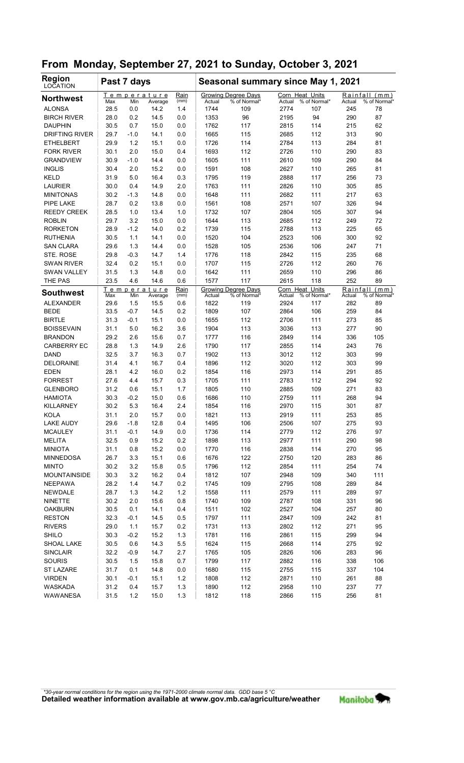# From Monday, September 27, 2021 to Sunday, October 3, 2021

| Region LOCATION | Past 7 days | | | | Seasonal summary since May 1, 2021 | | | | | |
|---|---|---|---|---|---|---|---|---|---|---|
| **Northwest** | Temperature | | | Rain (mm) | Growing Degree Days | | Corn Heat Units | | Rainfall (mm) | |
| | Max | Min | Average | | Actual | % of Normal* | Actual | % of Normal* | Actual | % of Normal* |
| ALONSA | 28.5 | 0.0 | 14.2 | 1.4 | 1744 | 109 | 2774 | 107 | 245 | 78 |
| BIRCH RIVER | 28.0 | 0.2 | 14.5 | 0.0 | 1353 | 96 | 2195 | 94 | 290 | 87 |
| DAUPHIN | 30.5 | 0.7 | 15.0 | 0.0 | 1762 | 117 | 2815 | 114 | 215 | 62 |
| DRIFTING RIVER | 29.7 | -1.0 | 14.1 | 0.0 | 1665 | 115 | 2685 | 112 | 313 | 90 |
| ETHELBERT | 29.9 | 1.2 | 15.1 | 0.0 | 1726 | 114 | 2784 | 113 | 284 | 81 |
| FORK RIVER | 30.1 | 2.0 | 15.0 | 0.4 | 1693 | 112 | 2726 | 110 | 290 | 83 |
| GRANDVIEW | 30.9 | -1.0 | 14.4 | 0.0 | 1605 | 111 | 2610 | 109 | 290 | 84 |
| INGLIS | 30.4 | 2.0 | 15.2 | 0.0 | 1591 | 108 | 2627 | 110 | 265 | 81 |
| KELD | 31.9 | 5.0 | 16.4 | 0.3 | 1795 | 119 | 2888 | 117 | 256 | 73 |
| LAURIER | 30.0 | 0.4 | 14.9 | 2.0 | 1763 | 111 | 2826 | 110 | 305 | 85 |
| MINITONAS | 30.2 | -1.3 | 14.8 | 0.0 | 1648 | 111 | 2682 | 111 | 217 | 63 |
| PIPE LAKE | 28.7 | 0.2 | 13.8 | 0.0 | 1561 | 108 | 2571 | 107 | 326 | 94 |
| REEDY CREEK | 28.5 | 1.0 | 13.4 | 1.0 | 1732 | 107 | 2804 | 105 | 307 | 94 |
| ROBLIN | 29.7 | 3.2 | 15.0 | 0.0 | 1644 | 113 | 2685 | 112 | 249 | 72 |
| RORKETON | 28.9 | -1.2 | 14.0 | 0.2 | 1739 | 115 | 2788 | 113 | 225 | 65 |
| RUTHENIA | 30.5 | 1.1 | 14.1 | 0.0 | 1520 | 104 | 2523 | 106 | 300 | 92 |
| SAN CLARA | 29.6 | 1.3 | 14.4 | 0.0 | 1528 | 105 | 2536 | 106 | 247 | 71 |
| STE. ROSE | 29.8 | -0.3 | 14.7 | 1.4 | 1776 | 118 | 2842 | 115 | 235 | 68 |
| SWAN RIVER | 32.4 | 0.2 | 15.1 | 0.0 | 1707 | 115 | 2726 | 112 | 260 | 76 |
| SWAN VALLEY | 31.5 | 1.3 | 14.8 | 0.0 | 1642 | 111 | 2659 | 110 | 296 | 86 |
| THE PAS | 23.5 | 4.6 | 14.6 | 0.6 | 1577 | 117 | 2615 | 118 | 252 | 89 |
| **Southwest** | Temperature | | | Rain (mm) | Growing Degree Days | | Corn Heat Units | | Rainfall (mm) | |
| | Max | Min | Average | | Actual | % of Normal* | Actual | % of Normal* | Actual | % of Normal* |
| ALEXANDER | 29.6 | 1.5 | 15.5 | 0.6 | 1822 | 119 | 2924 | 117 | 282 | 89 |
| BEDE | 33.5 | -0.7 | 14.5 | 0.2 | 1809 | 107 | 2864 | 106 | 259 | 84 |
| BIRTLE | 31.3 | -0.1 | 15.1 | 0.0 | 1655 | 112 | 2706 | 111 | 273 | 85 |
| BOISSEVAIN | 31.1 | 5.0 | 16.2 | 3.6 | 1904 | 113 | 3036 | 113 | 277 | 90 |
| BRANDON | 29.2 | 2.6 | 15.6 | 0.7 | 1777 | 116 | 2849 | 114 | 336 | 105 |
| CARBERRY EC | 28.8 | 1.3 | 14.9 | 2.6 | 1790 | 117 | 2855 | 114 | 243 | 76 |
| DAND | 32.5 | 3.7 | 16.3 | 0.7 | 1902 | 113 | 3012 | 112 | 303 | 99 |
| DELORAINE | 31.4 | 4.1 | 16.7 | 0.4 | 1896 | 112 | 3020 | 112 | 303 | 99 |
| EDEN | 28.1 | 4.2 | 16.0 | 0.2 | 1854 | 116 | 2973 | 114 | 291 | 85 |
| FORREST | 27.6 | 4.4 | 15.7 | 0.3 | 1705 | 111 | 2783 | 112 | 294 | 92 |
| GLENBORO | 31.2 | 0.6 | 15.1 | 1.7 | 1805 | 110 | 2885 | 109 | 271 | 83 |
| HAMIOTA | 30.3 | -0.2 | 15.0 | 0.6 | 1686 | 110 | 2759 | 111 | 268 | 94 |
| KILLARNEY | 30.2 | 5.3 | 16.4 | 2.4 | 1854 | 116 | 2970 | 115 | 301 | 87 |
| KOLA | 31.1 | 2.0 | 15.7 | 0.0 | 1821 | 113 | 2919 | 111 | 253 | 85 |
| LAKE AUDY | 29.6 | -1.8 | 12.8 | 0.4 | 1495 | 106 | 2506 | 107 | 275 | 93 |
| MCAULEY | 31.1 | -0.1 | 14.9 | 0.0 | 1736 | 114 | 2779 | 112 | 276 | 97 |
| MELITA | 32.5 | 0.9 | 15.2 | 0.2 | 1898 | 113 | 2977 | 111 | 290 | 98 |
| MINIOTA | 31.1 | 0.8 | 15.2 | 0.0 | 1770 | 116 | 2838 | 114 | 270 | 95 |
| MINNEDOSA | 26.7 | 3.3 | 15.1 | 0.6 | 1676 | 122 | 2750 | 120 | 283 | 86 |
| MINTO | 30.2 | 3.2 | 15.8 | 0.5 | 1796 | 112 | 2854 | 111 | 254 | 74 |
| MOUNTAINSIDE | 30.3 | 3.2 | 16.2 | 0.4 | 1812 | 107 | 2948 | 109 | 340 | 111 |
| NEEPAWA | 28.2 | 1.4 | 14.7 | 0.2 | 1745 | 109 | 2795 | 108 | 289 | 84 |
| NEWDALE | 28.7 | 1.3 | 14.2 | 1.2 | 1558 | 111 | 2579 | 111 | 289 | 97 |
| NINETTE | 30.2 | 2.0 | 15.6 | 0.8 | 1740 | 109 | 2787 | 108 | 331 | 96 |
| OAKBURN | 30.5 | 0.1 | 14.1 | 0.4 | 1511 | 102 | 2527 | 104 | 257 | 80 |
| RESTON | 32.3 | -0.1 | 14.5 | 0.5 | 1797 | 111 | 2847 | 109 | 242 | 81 |
| RIVERS | 29.0 | 1.1 | 15.7 | 0.2 | 1731 | 113 | 2802 | 112 | 271 | 95 |
| SHILO | 30.3 | -0.2 | 15.2 | 1.3 | 1781 | 116 | 2861 | 115 | 299 | 94 |
| SHOAL LAKE | 30.5 | 0.6 | 14.3 | 5.5 | 1624 | 115 | 2668 | 114 | 275 | 92 |
| SINCLAIR | 32.2 | -0.9 | 14.7 | 2.7 | 1765 | 105 | 2826 | 106 | 283 | 96 |
| SOURIS | 30.5 | 1.5 | 15.8 | 0.7 | 1799 | 117 | 2882 | 116 | 338 | 106 |
| ST LAZARE | 31.7 | 0.1 | 14.8 | 0.0 | 1680 | 115 | 2755 | 115 | 337 | 104 |
| VIRDEN | 30.1 | -0.1 | 15.1 | 1.2 | 1808 | 112 | 2871 | 110 | 261 | 88 |
| WASKADA | 31.2 | 0.4 | 15.7 | 1.3 | 1890 | 112 | 2958 | 110 | 237 | 77 |
| WAWANESA | 31.5 | 1.2 | 15.0 | 1.3 | 1812 | 118 | 2866 | 115 | 256 | 81 |

*30-year normal conditions for the region using the 1971-2000 climate normal data. GDD base 5 °C

**Detailed weather information available at www.gov.mb.ca/agriculture/weather**

Manitoba